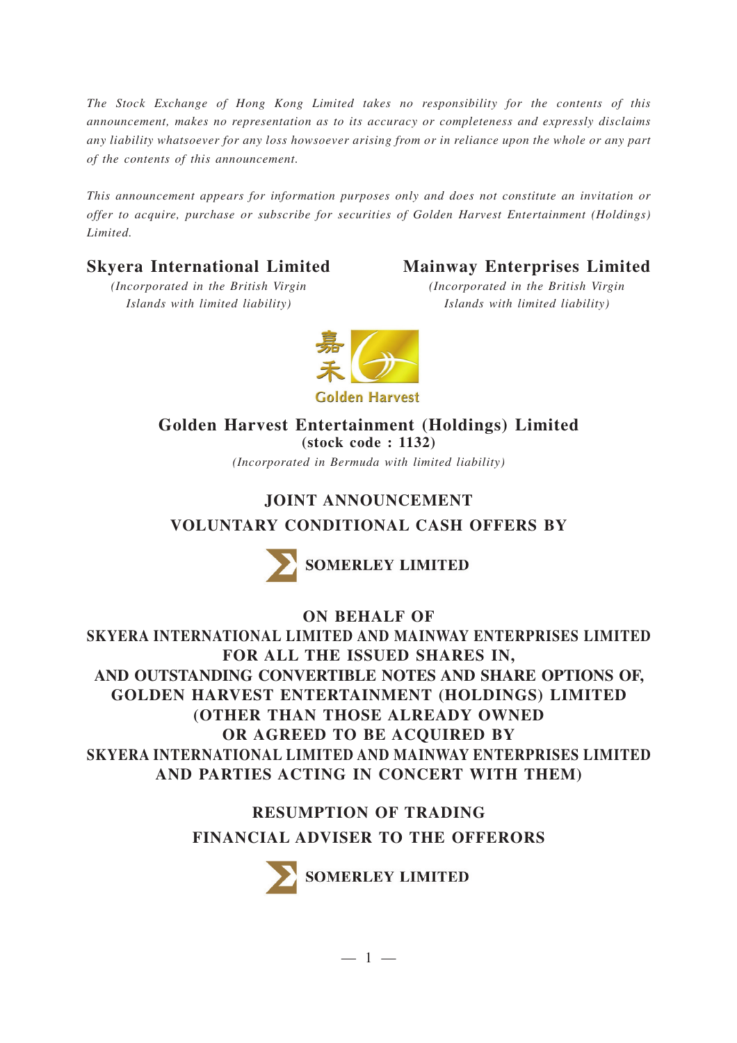*The Stock Exchange of Hong Kong Limited takes no responsibility for the contents of this announcement, makes no representation as to its accuracy or completeness and expressly disclaims any liability whatsoever for any loss howsoever arising from or in reliance upon the whole or any part of the contents of this announcement.*

*This announcement appears for information purposes only and does not constitute an invitation or offer to acquire, purchase or subscribe for securities of Golden Harvest Entertainment (Holdings) Limited.*

**Skyera International Limited**
*(Incorporated in the British Virgin Islands with limited liability)*

**Mainway Enterprises Limited**
*(Incorporated in the British Virgin Islands with limited liability)*

嘉禾 Golden Harvest

**Golden Harvest Entertainment (Holdings) Limited**
**(stock code : 1132)**
*(Incorporated in Bermuda with limited liability)*

# JOINT ANNOUNCEMENT

# VOLUNTARY CONDITIONAL CASH OFFERS BY

**SOMERLEY LIMITED**

**ON BEHALF OF SKYERA INTERNATIONAL LIMITED AND MAINWAY ENTERPRISES LIMITED FOR ALL THE ISSUED SHARES IN, AND OUTSTANDING CONVERTIBLE NOTES AND SHARE OPTIONS OF, GOLDEN HARVEST ENTERTAINMENT (HOLDINGS) LIMITED (OTHER THAN THOSE ALREADY OWNED OR AGREED TO BE ACQUIRED BY SKYERA INTERNATIONAL LIMITED AND MAINWAY ENTERPRISES LIMITED AND PARTIES ACTING IN CONCERT WITH THEM)**

# RESUMPTION OF TRADING

# FINANCIAL ADVISER TO THE OFFERORS

**SOMERLEY LIMITED**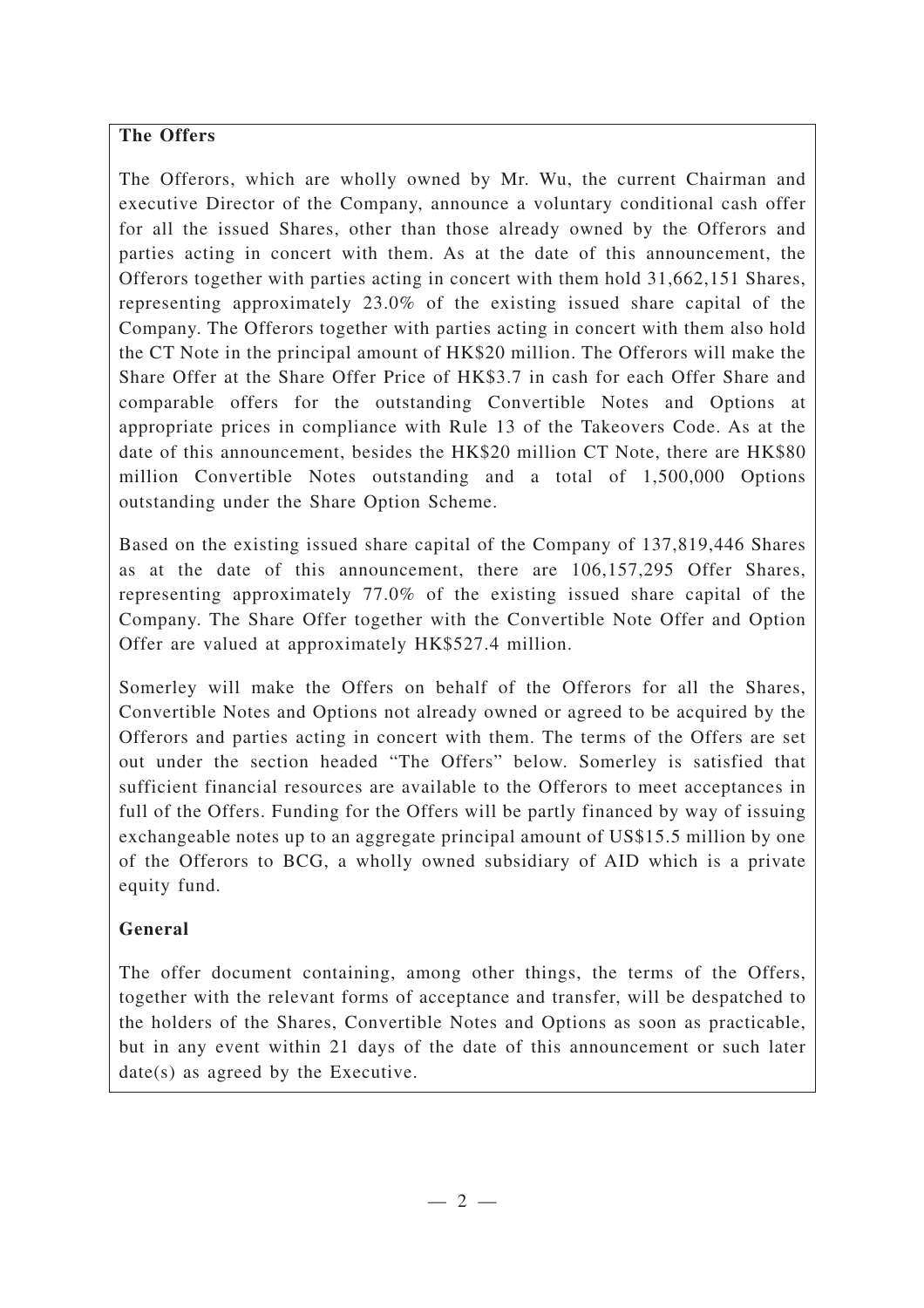**The Offers**

The Offerors, which are wholly owned by Mr. Wu, the current Chairman and executive Director of the Company, announce a voluntary conditional cash offer for all the issued Shares, other than those already owned by the Offerors and parties acting in concert with them. As at the date of this announcement, the Offerors together with parties acting in concert with them hold 31,662,151 Shares, representing approximately 23.0% of the existing issued share capital of the Company. The Offerors together with parties acting in concert with them also hold the CT Note in the principal amount of HK$20 million. The Offerors will make the Share Offer at the Share Offer Price of HK$3.7 in cash for each Offer Share and comparable offers for the outstanding Convertible Notes and Options at appropriate prices in compliance with Rule 13 of the Takeovers Code. As at the date of this announcement, besides the HK$20 million CT Note, there are HK$80 million Convertible Notes outstanding and a total of 1,500,000 Options outstanding under the Share Option Scheme.

Based on the existing issued share capital of the Company of 137,819,446 Shares as at the date of this announcement, there are 106,157,295 Offer Shares, representing approximately 77.0% of the existing issued share capital of the Company. The Share Offer together with the Convertible Note Offer and Option Offer are valued at approximately HK$527.4 million.

Somerley will make the Offers on behalf of the Offerors for all the Shares, Convertible Notes and Options not already owned or agreed to be acquired by the Offerors and parties acting in concert with them. The terms of the Offers are set out under the section headed "The Offers" below. Somerley is satisfied that sufficient financial resources are available to the Offerors to meet acceptances in full of the Offers. Funding for the Offers will be partly financed by way of issuing exchangeable notes up to an aggregate principal amount of US$15.5 million by one of the Offerors to BCG, a wholly owned subsidiary of AID which is a private equity fund.

**General**

The offer document containing, among other things, the terms of the Offers, together with the relevant forms of acceptance and transfer, will be despatched to the holders of the Shares, Convertible Notes and Options as soon as practicable, but in any event within 21 days of the date of this announcement or such later date(s) as agreed by the Executive.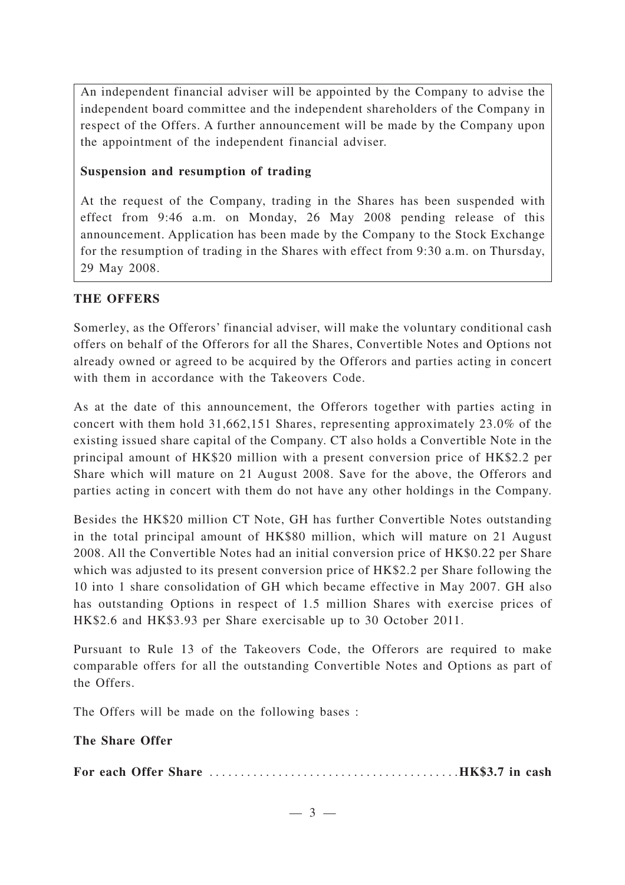An independent financial adviser will be appointed by the Company to advise the independent board committee and the independent shareholders of the Company in respect of the Offers. A further announcement will be made by the Company upon the appointment of the independent financial adviser.

**Suspension and resumption of trading**

At the request of the Company, trading in the Shares has been suspended with effect from 9:46 a.m. on Monday, 26 May 2008 pending release of this announcement. Application has been made by the Company to the Stock Exchange for the resumption of trading in the Shares with effect from 9:30 a.m. on Thursday, 29 May 2008.

## THE OFFERS

Somerley, as the Offerors' financial adviser, will make the voluntary conditional cash offers on behalf of the Offerors for all the Shares, Convertible Notes and Options not already owned or agreed to be acquired by the Offerors and parties acting in concert with them in accordance with the Takeovers Code.

As at the date of this announcement, the Offerors together with parties acting in concert with them hold 31,662,151 Shares, representing approximately 23.0% of the existing issued share capital of the Company. CT also holds a Convertible Note in the principal amount of HK$20 million with a present conversion price of HK$2.2 per Share which will mature on 21 August 2008. Save for the above, the Offerors and parties acting in concert with them do not have any other holdings in the Company.

Besides the HK$20 million CT Note, GH has further Convertible Notes outstanding in the total principal amount of HK$80 million, which will mature on 21 August 2008. All the Convertible Notes had an initial conversion price of HK$0.22 per Share which was adjusted to its present conversion price of HK$2.2 per Share following the 10 into 1 share consolidation of GH which became effective in May 2007. GH also has outstanding Options in respect of 1.5 million Shares with exercise prices of HK$2.6 and HK$3.93 per Share exercisable up to 30 October 2011.

Pursuant to Rule 13 of the Takeovers Code, the Offerors are required to make comparable offers for all the outstanding Convertible Notes and Options as part of the Offers.

The Offers will be made on the following bases :

**The Share Offer**

**For each Offer Share ........................................ HK$3.7 in cash**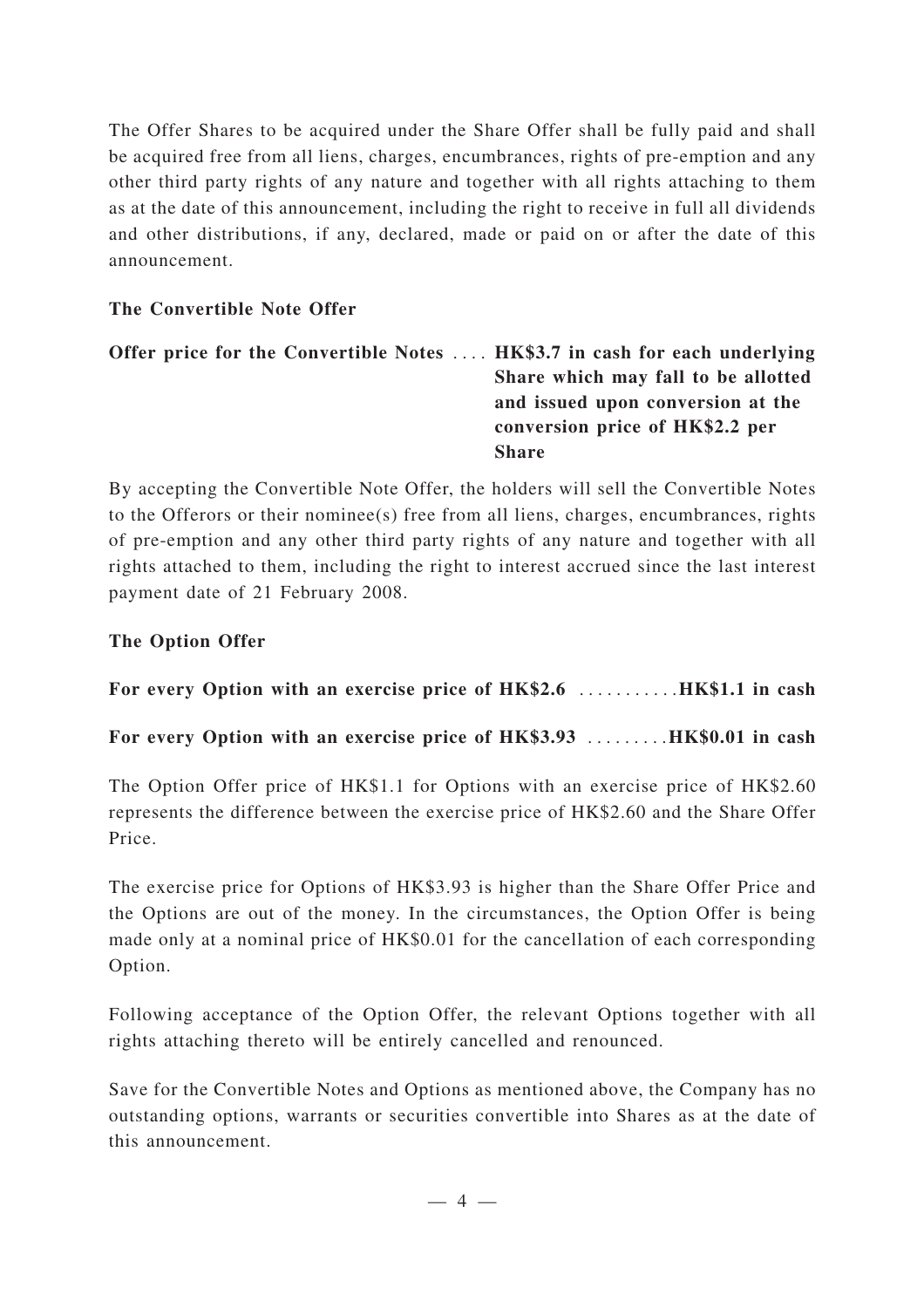The Offer Shares to be acquired under the Share Offer shall be fully paid and shall be acquired free from all liens, charges, encumbrances, rights of pre-emption and any other third party rights of any nature and together with all rights attaching to them as at the date of this announcement, including the right to receive in full all dividends and other distributions, if any, declared, made or paid on or after the date of this announcement.

**The Convertible Note Offer**

**Offer price for the Convertible Notes** .... **HK$3.7 in cash for each underlying Share which may fall to be allotted and issued upon conversion at the conversion price of HK$2.2 per Share**

By accepting the Convertible Note Offer, the holders will sell the Convertible Notes to the Offerors or their nominee(s) free from all liens, charges, encumbrances, rights of pre-emption and any other third party rights of any nature and together with all rights attached to them, including the right to interest accrued since the last interest payment date of 21 February 2008.

**The Option Offer**

**For every Option with an exercise price of HK$2.6** ...........**HK$1.1 in cash**

**For every Option with an exercise price of HK$3.93** .........**HK$0.01 in cash**

The Option Offer price of HK$1.1 for Options with an exercise price of HK$2.60 represents the difference between the exercise price of HK$2.60 and the Share Offer Price.

The exercise price for Options of HK$3.93 is higher than the Share Offer Price and the Options are out of the money. In the circumstances, the Option Offer is being made only at a nominal price of HK$0.01 for the cancellation of each corresponding Option.

Following acceptance of the Option Offer, the relevant Options together with all rights attaching thereto will be entirely cancelled and renounced.

Save for the Convertible Notes and Options as mentioned above, the Company has no outstanding options, warrants or securities convertible into Shares as at the date of this announcement.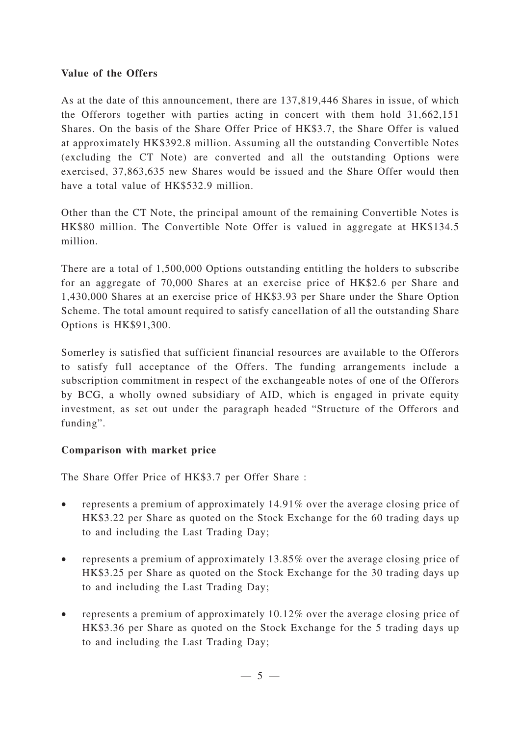**Value of the Offers**

As at the date of this announcement, there are 137,819,446 Shares in issue, of which the Offerors together with parties acting in concert with them hold 31,662,151 Shares. On the basis of the Share Offer Price of HK$3.7, the Share Offer is valued at approximately HK$392.8 million. Assuming all the outstanding Convertible Notes (excluding the CT Note) are converted and all the outstanding Options were exercised, 37,863,635 new Shares would be issued and the Share Offer would then have a total value of HK$532.9 million.

Other than the CT Note, the principal amount of the remaining Convertible Notes is HK$80 million. The Convertible Note Offer is valued in aggregate at HK$134.5 million.

There are a total of 1,500,000 Options outstanding entitling the holders to subscribe for an aggregate of 70,000 Shares at an exercise price of HK$2.6 per Share and 1,430,000 Shares at an exercise price of HK$3.93 per Share under the Share Option Scheme. The total amount required to satisfy cancellation of all the outstanding Share Options is HK$91,300.

Somerley is satisfied that sufficient financial resources are available to the Offerors to satisfy full acceptance of the Offers. The funding arrangements include a subscription commitment in respect of the exchangeable notes of one of the Offerors by BCG, a wholly owned subsidiary of AID, which is engaged in private equity investment, as set out under the paragraph headed "Structure of the Offerors and funding".

**Comparison with market price**

The Share Offer Price of HK$3.7 per Offer Share :

- represents a premium of approximately 14.91% over the average closing price of HK$3.22 per Share as quoted on the Stock Exchange for the 60 trading days up to and including the Last Trading Day;
- represents a premium of approximately 13.85% over the average closing price of HK$3.25 per Share as quoted on the Stock Exchange for the 30 trading days up to and including the Last Trading Day;
- represents a premium of approximately 10.12% over the average closing price of HK$3.36 per Share as quoted on the Stock Exchange for the 5 trading days up to and including the Last Trading Day;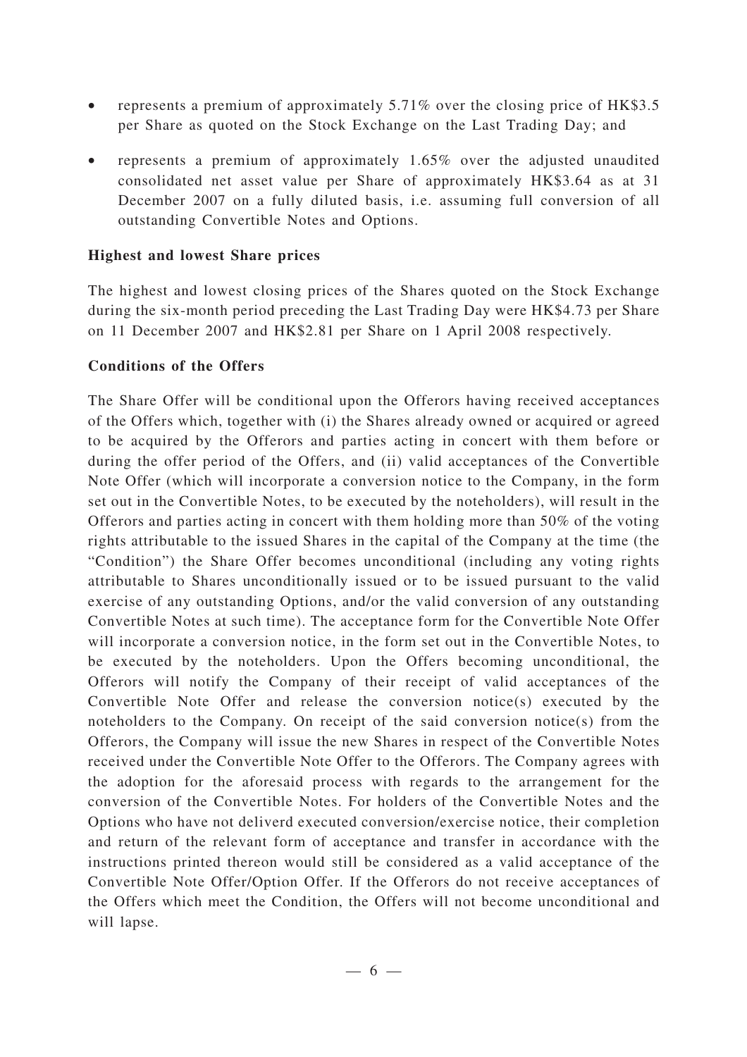- represents a premium of approximately 5.71% over the closing price of HK$3.5 per Share as quoted on the Stock Exchange on the Last Trading Day; and
- represents a premium of approximately 1.65% over the adjusted unaudited consolidated net asset value per Share of approximately HK$3.64 as at 31 December 2007 on a fully diluted basis, i.e. assuming full conversion of all outstanding Convertible Notes and Options.

**Highest and lowest Share prices**

The highest and lowest closing prices of the Shares quoted on the Stock Exchange during the six-month period preceding the Last Trading Day were HK$4.73 per Share on 11 December 2007 and HK$2.81 per Share on 1 April 2008 respectively.

**Conditions of the Offers**

The Share Offer will be conditional upon the Offerors having received acceptances of the Offers which, together with (i) the Shares already owned or acquired or agreed to be acquired by the Offerors and parties acting in concert with them before or during the offer period of the Offers, and (ii) valid acceptances of the Convertible Note Offer (which will incorporate a conversion notice to the Company, in the form set out in the Convertible Notes, to be executed by the noteholders), will result in the Offerors and parties acting in concert with them holding more than 50% of the voting rights attributable to the issued Shares in the capital of the Company at the time (the "Condition") the Share Offer becomes unconditional (including any voting rights attributable to Shares unconditionally issued or to be issued pursuant to the valid exercise of any outstanding Options, and/or the valid conversion of any outstanding Convertible Notes at such time). The acceptance form for the Convertible Note Offer will incorporate a conversion notice, in the form set out in the Convertible Notes, to be executed by the noteholders. Upon the Offers becoming unconditional, the Offerors will notify the Company of their receipt of valid acceptances of the Convertible Note Offer and release the conversion notice(s) executed by the noteholders to the Company. On receipt of the said conversion notice(s) from the Offerors, the Company will issue the new Shares in respect of the Convertible Notes received under the Convertible Note Offer to the Offerors. The Company agrees with the adoption for the aforesaid process with regards to the arrangement for the conversion of the Convertible Notes. For holders of the Convertible Notes and the Options who have not deliverd executed conversion/exercise notice, their completion and return of the relevant form of acceptance and transfer in accordance with the instructions printed thereon would still be considered as a valid acceptance of the Convertible Note Offer/Option Offer. If the Offerors do not receive acceptances of the Offers which meet the Condition, the Offers will not become unconditional and will lapse.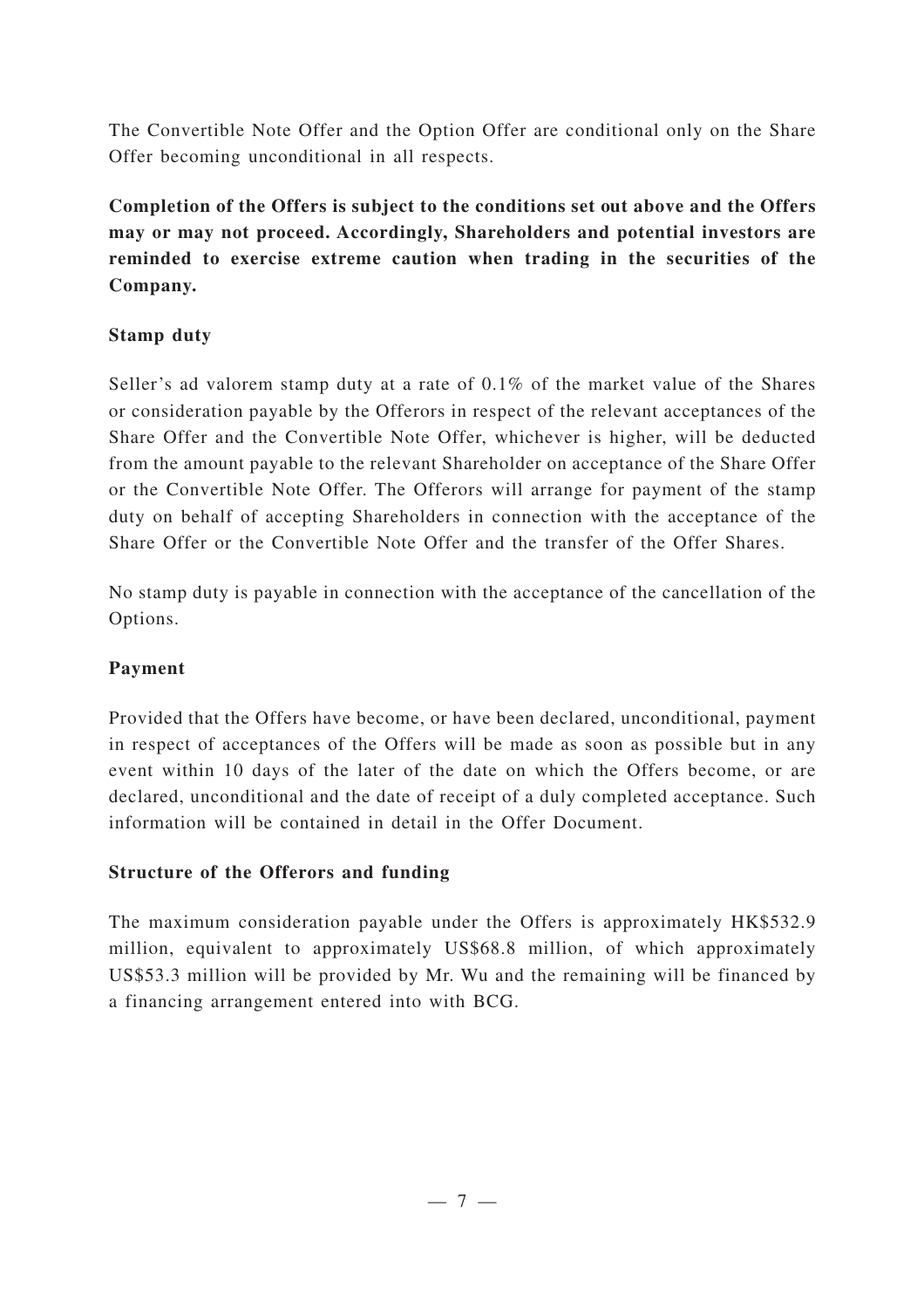The Convertible Note Offer and the Option Offer are conditional only on the Share Offer becoming unconditional in all respects.

**Completion of the Offers is subject to the conditions set out above and the Offers may or may not proceed. Accordingly, Shareholders and potential investors are reminded to exercise extreme caution when trading in the securities of the Company.**

**Stamp duty**

Seller's ad valorem stamp duty at a rate of 0.1% of the market value of the Shares or consideration payable by the Offerors in respect of the relevant acceptances of the Share Offer and the Convertible Note Offer, whichever is higher, will be deducted from the amount payable to the relevant Shareholder on acceptance of the Share Offer or the Convertible Note Offer. The Offerors will arrange for payment of the stamp duty on behalf of accepting Shareholders in connection with the acceptance of the Share Offer or the Convertible Note Offer and the transfer of the Offer Shares.

No stamp duty is payable in connection with the acceptance of the cancellation of the Options.

**Payment**

Provided that the Offers have become, or have been declared, unconditional, payment in respect of acceptances of the Offers will be made as soon as possible but in any event within 10 days of the later of the date on which the Offers become, or are declared, unconditional and the date of receipt of a duly completed acceptance. Such information will be contained in detail in the Offer Document.

**Structure of the Offerors and funding**

The maximum consideration payable under the Offers is approximately HK$532.9 million, equivalent to approximately US$68.8 million, of which approximately US$53.3 million will be provided by Mr. Wu and the remaining will be financed by a financing arrangement entered into with BCG.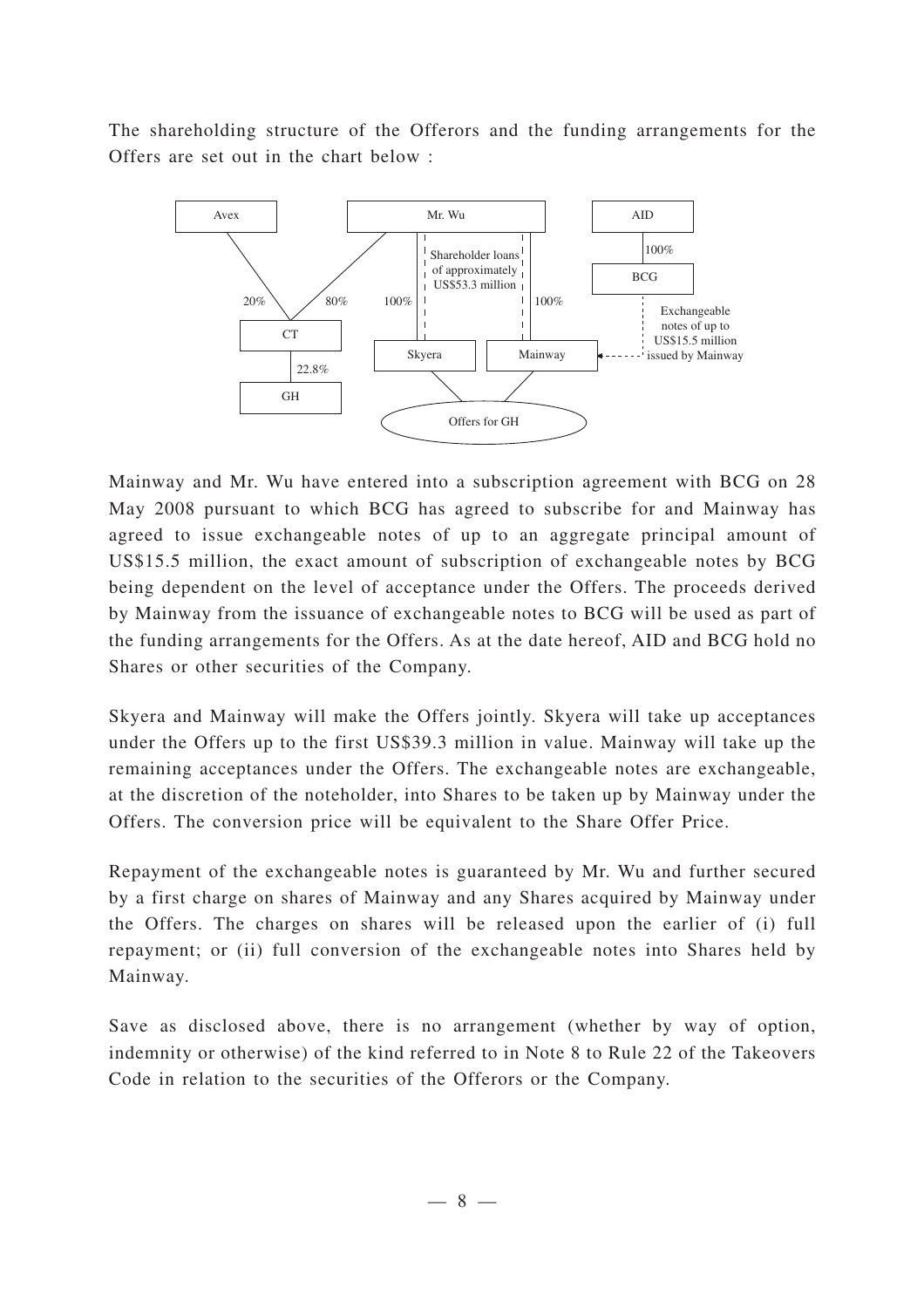The shareholding structure of the Offerors and the funding arrangements for the Offers are set out in the chart below :

Avex

Mr. Wu

AID

100%

BCG

Shareholder loans of approximately US$53.3 million

20%

80%

100%

100%

Exchangeable notes of up to US$15.5 million issued by Mainway

CT

22.8%

GH

Skyera

Mainway

Offers for GH

Mainway and Mr. Wu have entered into a subscription agreement with BCG on 28 May 2008 pursuant to which BCG has agreed to subscribe for and Mainway has agreed to issue exchangeable notes of up to an aggregate principal amount of US$15.5 million, the exact amount of subscription of exchangeable notes by BCG being dependent on the level of acceptance under the Offers. The proceeds derived by Mainway from the issuance of exchangeable notes to BCG will be used as part of the funding arrangements for the Offers. As at the date hereof, AID and BCG hold no Shares or other securities of the Company.

Skyera and Mainway will make the Offers jointly. Skyera will take up acceptances under the Offers up to the first US$39.3 million in value. Mainway will take up the remaining acceptances under the Offers. The exchangeable notes are exchangeable, at the discretion of the noteholder, into Shares to be taken up by Mainway under the Offers. The conversion price will be equivalent to the Share Offer Price.

Repayment of the exchangeable notes is guaranteed by Mr. Wu and further secured by a first charge on shares of Mainway and any Shares acquired by Mainway under the Offers. The charges on shares will be released upon the earlier of (i) full repayment; or (ii) full conversion of the exchangeable notes into Shares held by Mainway.

Save as disclosed above, there is no arrangement (whether by way of option, indemnity or otherwise) of the kind referred to in Note 8 to Rule 22 of the Takeovers Code in relation to the securities of the Offerors or the Company.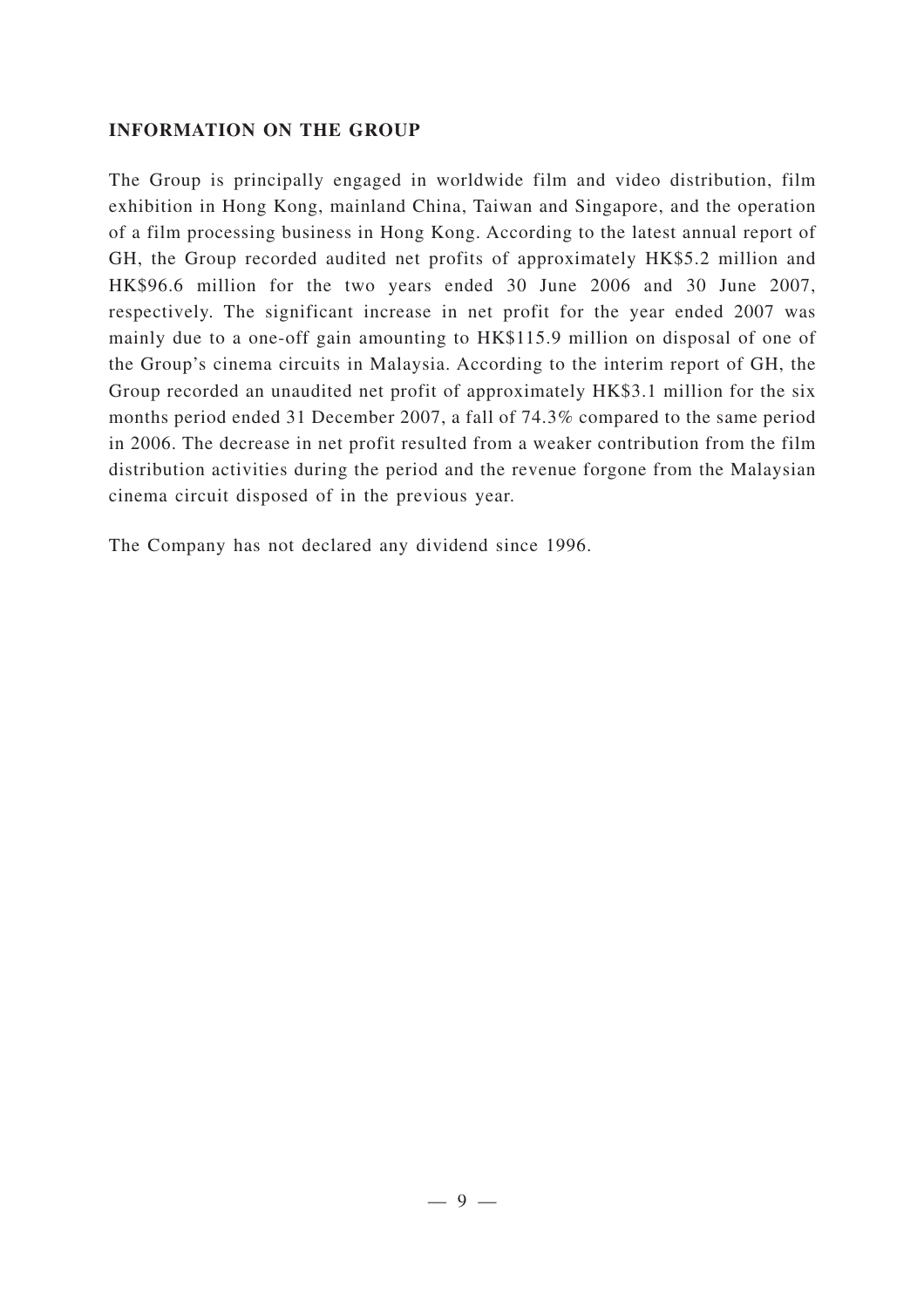**INFORMATION ON THE GROUP**

The Group is principally engaged in worldwide film and video distribution, film exhibition in Hong Kong, mainland China, Taiwan and Singapore, and the operation of a film processing business in Hong Kong. According to the latest annual report of GH, the Group recorded audited net profits of approximately HK$5.2 million and HK$96.6 million for the two years ended 30 June 2006 and 30 June 2007, respectively. The significant increase in net profit for the year ended 2007 was mainly due to a one-off gain amounting to HK$115.9 million on disposal of one of the Group's cinema circuits in Malaysia. According to the interim report of GH, the Group recorded an unaudited net profit of approximately HK$3.1 million for the six months period ended 31 December 2007, a fall of 74.3% compared to the same period in 2006. The decrease in net profit resulted from a weaker contribution from the film distribution activities during the period and the revenue forgone from the Malaysian cinema circuit disposed of in the previous year.

The Company has not declared any dividend since 1996.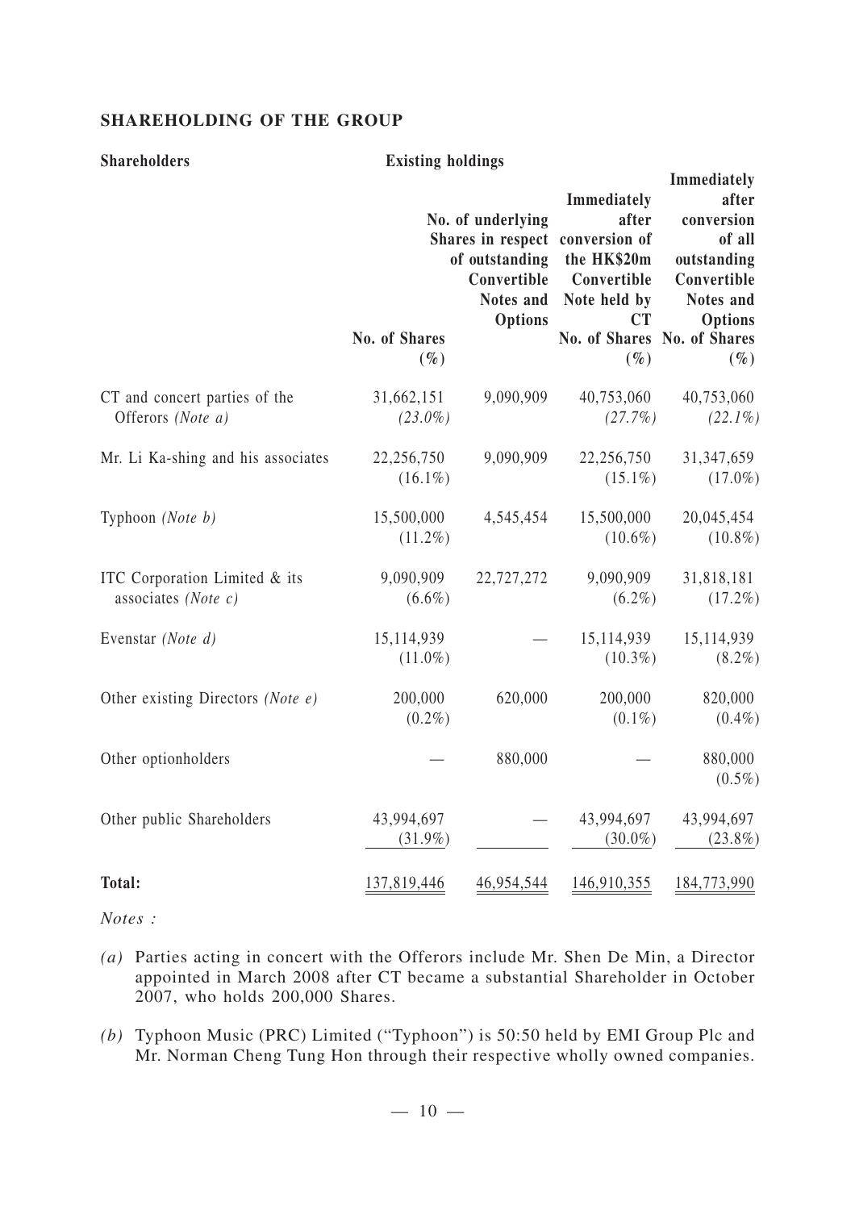**SHAREHOLDING OF THE GROUP**

| Shareholders | Existing holdings | | Immediately after conversion of the HK$20m Convertible Note held by CT | Immediately after conversion of all outstanding Convertible Notes and Options |
|---|---|---|---|---|
| | No. of Shares (%) | No. of underlying Shares in respect of outstanding Convertible Notes and Options | No. of Shares (%) | No. of Shares (%) |
| CT and concert parties of the Offerors *(Note a)* | 31,662,151 *(23.0%)* | 9,090,909 | 40,753,060 *(27.7%)* | 40,753,060 *(22.1%)* |
| Mr. Li Ka-shing and his associates | 22,256,750 (16.1%) | 9,090,909 | 22,256,750 (15.1%) | 31,347,659 (17.0%) |
| Typhoon *(Note b)* | 15,500,000 (11.2%) | 4,545,454 | 15,500,000 (10.6%) | 20,045,454 (10.8%) |
| ITC Corporation Limited & its associates *(Note c)* | 9,090,909 (6.6%) | 22,727,272 | 9,090,909 (6.2%) | 31,818,181 (17.2%) |
| Evenstar *(Note d)* | 15,114,939 (11.0%) | — | 15,114,939 (10.3%) | 15,114,939 (8.2%) |
| Other existing Directors *(Note e)* | 200,000 (0.2%) | 620,000 | 200,000 (0.1%) | 820,000 (0.4%) |
| Other optionholders | — | 880,000 | — | 880,000 (0.5%) |
| Other public Shareholders | 43,994,697 (31.9%) | — | 43,994,697 (30.0%) | 43,994,697 (23.8%) |
| **Total:** | 137,819,446 | 46,954,544 | 146,910,355 | 184,773,990 |

*Notes :*

*(a)* Parties acting in concert with the Offerors include Mr. Shen De Min, a Director appointed in March 2008 after CT became a substantial Shareholder in October 2007, who holds 200,000 Shares.

*(b)* Typhoon Music (PRC) Limited ("Typhoon") is 50:50 held by EMI Group Plc and Mr. Norman Cheng Tung Hon through their respective wholly owned companies.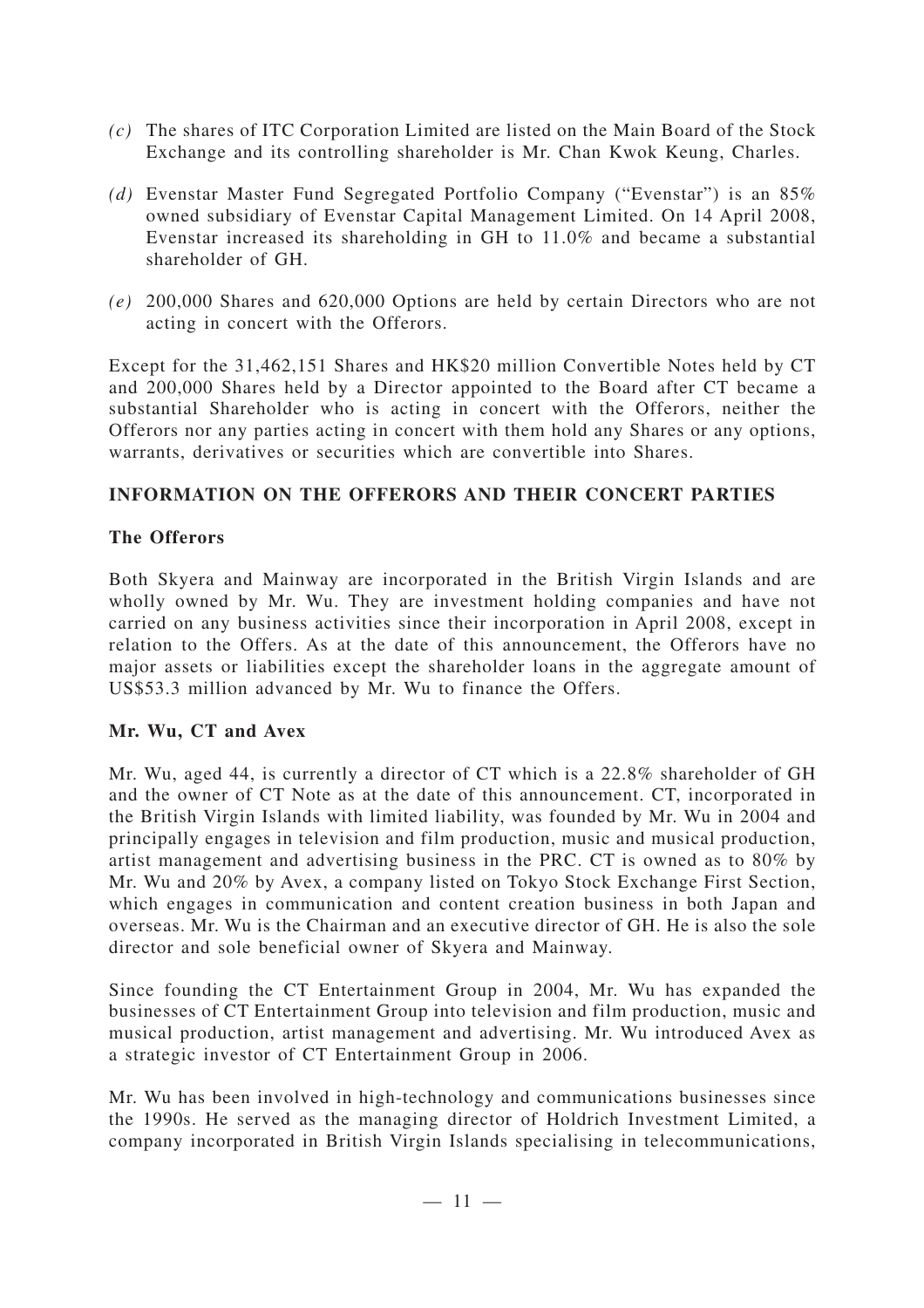*(c)* The shares of ITC Corporation Limited are listed on the Main Board of the Stock Exchange and its controlling shareholder is Mr. Chan Kwok Keung, Charles.

*(d)* Evenstar Master Fund Segregated Portfolio Company ("Evenstar") is an 85% owned subsidiary of Evenstar Capital Management Limited. On 14 April 2008, Evenstar increased its shareholding in GH to 11.0% and became a substantial shareholder of GH.

*(e)* 200,000 Shares and 620,000 Options are held by certain Directors who are not acting in concert with the Offerors.

Except for the 31,462,151 Shares and HK$20 million Convertible Notes held by CT and 200,000 Shares held by a Director appointed to the Board after CT became a substantial Shareholder who is acting in concert with the Offerors, neither the Offerors nor any parties acting in concert with them hold any Shares or any options, warrants, derivatives or securities which are convertible into Shares.

## INFORMATION ON THE OFFERORS AND THEIR CONCERT PARTIES

### The Offerors

Both Skyera and Mainway are incorporated in the British Virgin Islands and are wholly owned by Mr. Wu. They are investment holding companies and have not carried on any business activities since their incorporation in April 2008, except in relation to the Offers. As at the date of this announcement, the Offerors have no major assets or liabilities except the shareholder loans in the aggregate amount of US$53.3 million advanced by Mr. Wu to finance the Offers.

### Mr. Wu, CT and Avex

Mr. Wu, aged 44, is currently a director of CT which is a 22.8% shareholder of GH and the owner of CT Note as at the date of this announcement. CT, incorporated in the British Virgin Islands with limited liability, was founded by Mr. Wu in 2004 and principally engages in television and film production, music and musical production, artist management and advertising business in the PRC. CT is owned as to 80% by Mr. Wu and 20% by Avex, a company listed on Tokyo Stock Exchange First Section, which engages in communication and content creation business in both Japan and overseas. Mr. Wu is the Chairman and an executive director of GH. He is also the sole director and sole beneficial owner of Skyera and Mainway.

Since founding the CT Entertainment Group in 2004, Mr. Wu has expanded the businesses of CT Entertainment Group into television and film production, music and musical production, artist management and advertising. Mr. Wu introduced Avex as a strategic investor of CT Entertainment Group in 2006.

Mr. Wu has been involved in high-technology and communications businesses since the 1990s. He served as the managing director of Holdrich Investment Limited, a company incorporated in British Virgin Islands specialising in telecommunications,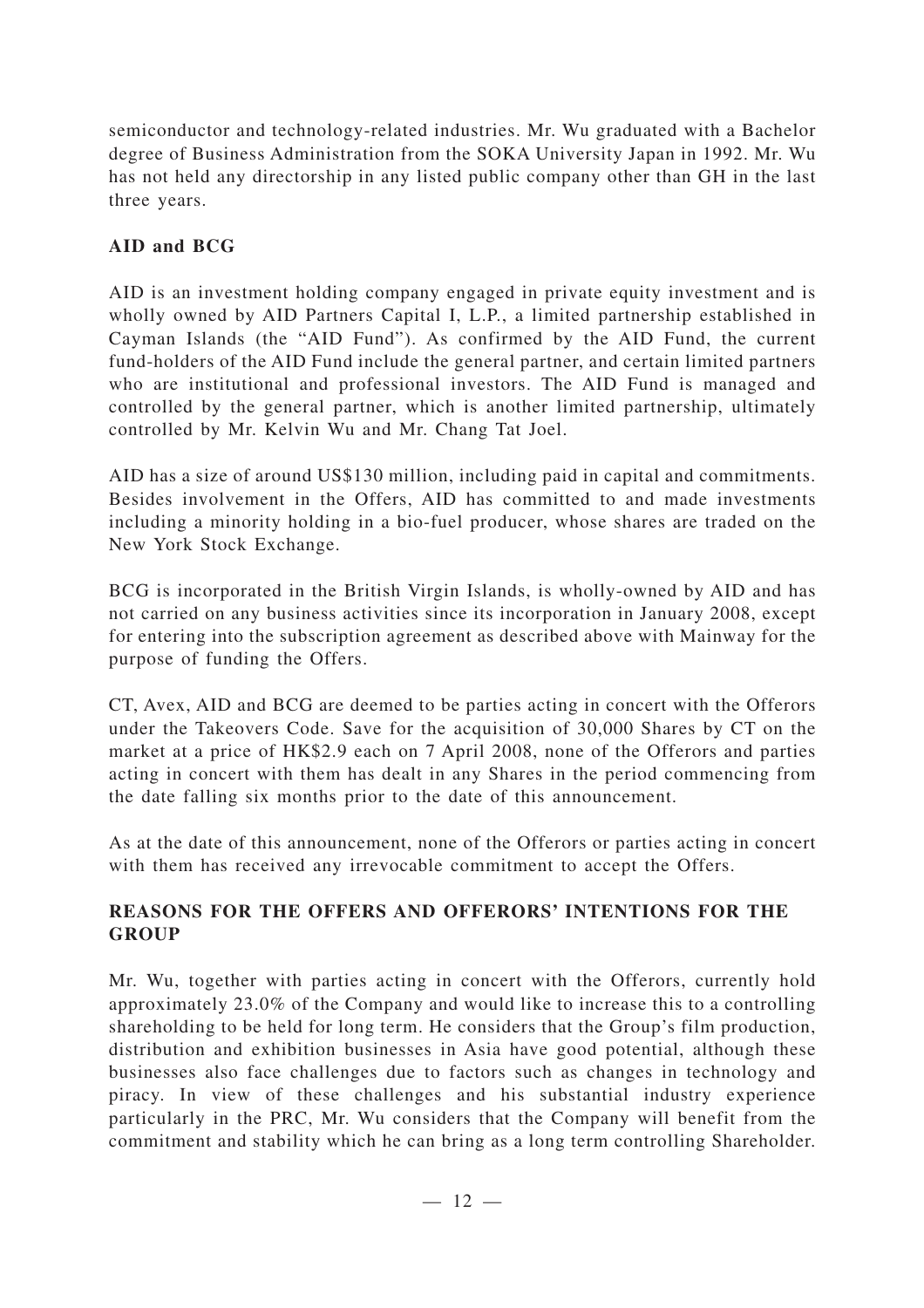semiconductor and technology-related industries. Mr. Wu graduated with a Bachelor degree of Business Administration from the SOKA University Japan in 1992. Mr. Wu has not held any directorship in any listed public company other than GH in the last three years.

## AID and BCG

AID is an investment holding company engaged in private equity investment and is wholly owned by AID Partners Capital I, L.P., a limited partnership established in Cayman Islands (the "AID Fund"). As confirmed by the AID Fund, the current fund-holders of the AID Fund include the general partner, and certain limited partners who are institutional and professional investors. The AID Fund is managed and controlled by the general partner, which is another limited partnership, ultimately controlled by Mr. Kelvin Wu and Mr. Chang Tat Joel.

AID has a size of around US$130 million, including paid in capital and commitments. Besides involvement in the Offers, AID has committed to and made investments including a minority holding in a bio-fuel producer, whose shares are traded on the New York Stock Exchange.

BCG is incorporated in the British Virgin Islands, is wholly-owned by AID and has not carried on any business activities since its incorporation in January 2008, except for entering into the subscription agreement as described above with Mainway for the purpose of funding the Offers.

CT, Avex, AID and BCG are deemed to be parties acting in concert with the Offerors under the Takeovers Code. Save for the acquisition of 30,000 Shares by CT on the market at a price of HK$2.9 each on 7 April 2008, none of the Offerors and parties acting in concert with them has dealt in any Shares in the period commencing from the date falling six months prior to the date of this announcement.

As at the date of this announcement, none of the Offerors or parties acting in concert with them has received any irrevocable commitment to accept the Offers.

## REASONS FOR THE OFFERS AND OFFERORS' INTENTIONS FOR THE GROUP

Mr. Wu, together with parties acting in concert with the Offerors, currently hold approximately 23.0% of the Company and would like to increase this to a controlling shareholding to be held for long term. He considers that the Group's film production, distribution and exhibition businesses in Asia have good potential, although these businesses also face challenges due to factors such as changes in technology and piracy. In view of these challenges and his substantial industry experience particularly in the PRC, Mr. Wu considers that the Company will benefit from the commitment and stability which he can bring as a long term controlling Shareholder.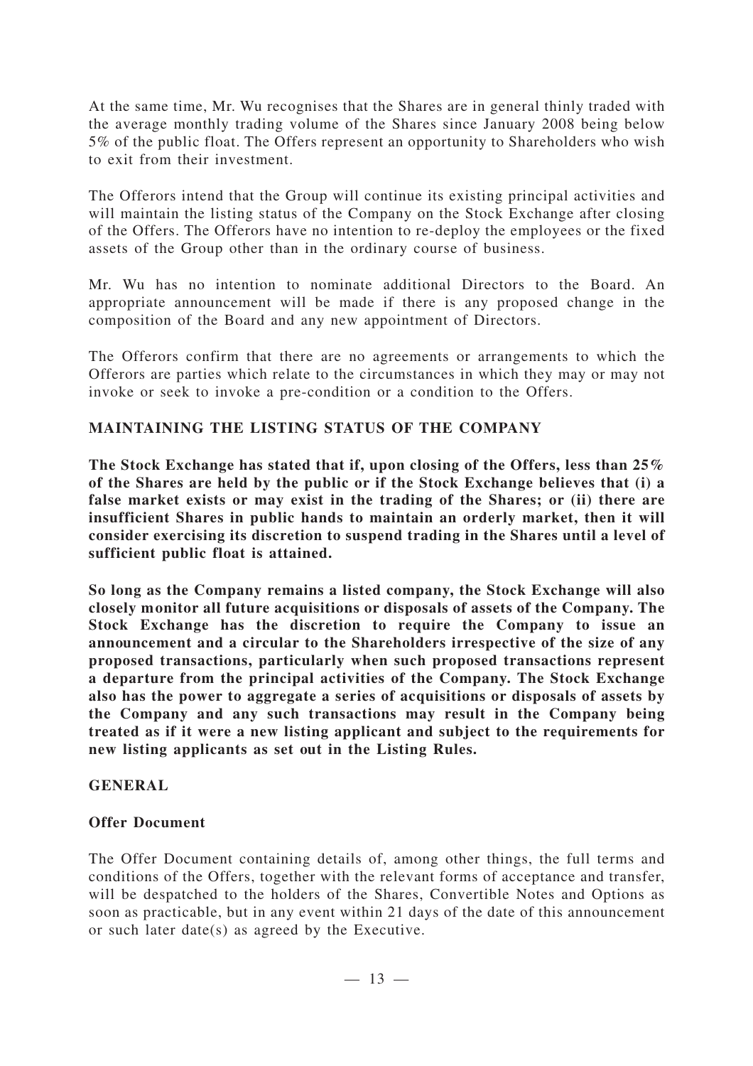At the same time, Mr. Wu recognises that the Shares are in general thinly traded with the average monthly trading volume of the Shares since January 2008 being below 5% of the public float. The Offers represent an opportunity to Shareholders who wish to exit from their investment.

The Offerors intend that the Group will continue its existing principal activities and will maintain the listing status of the Company on the Stock Exchange after closing of the Offers. The Offerors have no intention to re-deploy the employees or the fixed assets of the Group other than in the ordinary course of business.

Mr. Wu has no intention to nominate additional Directors to the Board. An appropriate announcement will be made if there is any proposed change in the composition of the Board and any new appointment of Directors.

The Offerors confirm that there are no agreements or arrangements to which the Offerors are parties which relate to the circumstances in which they may or may not invoke or seek to invoke a pre-condition or a condition to the Offers.

## MAINTAINING THE LISTING STATUS OF THE COMPANY

**The Stock Exchange has stated that if, upon closing of the Offers, less than 25% of the Shares are held by the public or if the Stock Exchange believes that (i) a false market exists or may exist in the trading of the Shares; or (ii) there are insufficient Shares in public hands to maintain an orderly market, then it will consider exercising its discretion to suspend trading in the Shares until a level of sufficient public float is attained.**

**So long as the Company remains a listed company, the Stock Exchange will also closely monitor all future acquisitions or disposals of assets of the Company. The Stock Exchange has the discretion to require the Company to issue an announcement and a circular to the Shareholders irrespective of the size of any proposed transactions, particularly when such proposed transactions represent a departure from the principal activities of the Company. The Stock Exchange also has the power to aggregate a series of acquisitions or disposals of assets by the Company and any such transactions may result in the Company being treated as if it were a new listing applicant and subject to the requirements for new listing applicants as set out in the Listing Rules.**

## GENERAL

### Offer Document

The Offer Document containing details of, among other things, the full terms and conditions of the Offers, together with the relevant forms of acceptance and transfer, will be despatched to the holders of the Shares, Convertible Notes and Options as soon as practicable, but in any event within 21 days of the date of this announcement or such later date(s) as agreed by the Executive.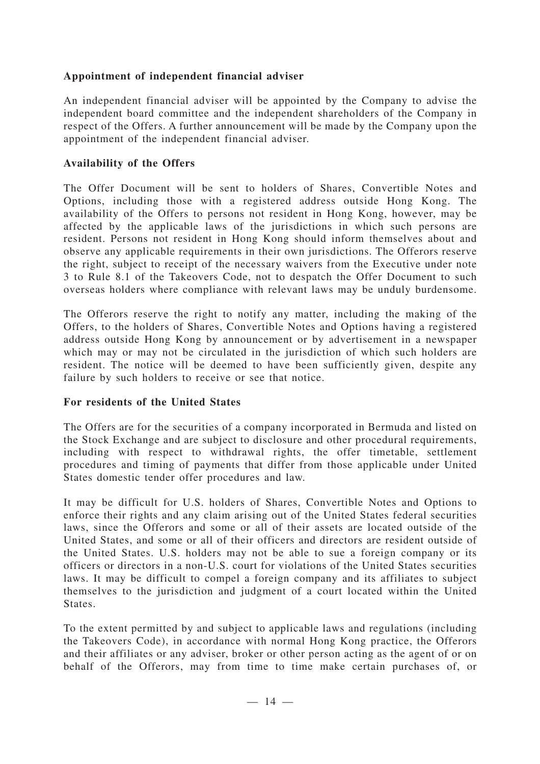**Appointment of independent financial adviser**

An independent financial adviser will be appointed by the Company to advise the independent board committee and the independent shareholders of the Company in respect of the Offers. A further announcement will be made by the Company upon the appointment of the independent financial adviser.

**Availability of the Offers**

The Offer Document will be sent to holders of Shares, Convertible Notes and Options, including those with a registered address outside Hong Kong. The availability of the Offers to persons not resident in Hong Kong, however, may be affected by the applicable laws of the jurisdictions in which such persons are resident. Persons not resident in Hong Kong should inform themselves about and observe any applicable requirements in their own jurisdictions. The Offerors reserve the right, subject to receipt of the necessary waivers from the Executive under note 3 to Rule 8.1 of the Takeovers Code, not to despatch the Offer Document to such overseas holders where compliance with relevant laws may be unduly burdensome.

The Offerors reserve the right to notify any matter, including the making of the Offers, to the holders of Shares, Convertible Notes and Options having a registered address outside Hong Kong by announcement or by advertisement in a newspaper which may or may not be circulated in the jurisdiction of which such holders are resident. The notice will be deemed to have been sufficiently given, despite any failure by such holders to receive or see that notice.

**For residents of the United States**

The Offers are for the securities of a company incorporated in Bermuda and listed on the Stock Exchange and are subject to disclosure and other procedural requirements, including with respect to withdrawal rights, the offer timetable, settlement procedures and timing of payments that differ from those applicable under United States domestic tender offer procedures and law.

It may be difficult for U.S. holders of Shares, Convertible Notes and Options to enforce their rights and any claim arising out of the United States federal securities laws, since the Offerors and some or all of their assets are located outside of the United States, and some or all of their officers and directors are resident outside of the United States. U.S. holders may not be able to sue a foreign company or its officers or directors in a non-U.S. court for violations of the United States securities laws. It may be difficult to compel a foreign company and its affiliates to subject themselves to the jurisdiction and judgment of a court located within the United States.

To the extent permitted by and subject to applicable laws and regulations (including the Takeovers Code), in accordance with normal Hong Kong practice, the Offerors and their affiliates or any adviser, broker or other person acting as the agent of or on behalf of the Offerors, may from time to time make certain purchases of, or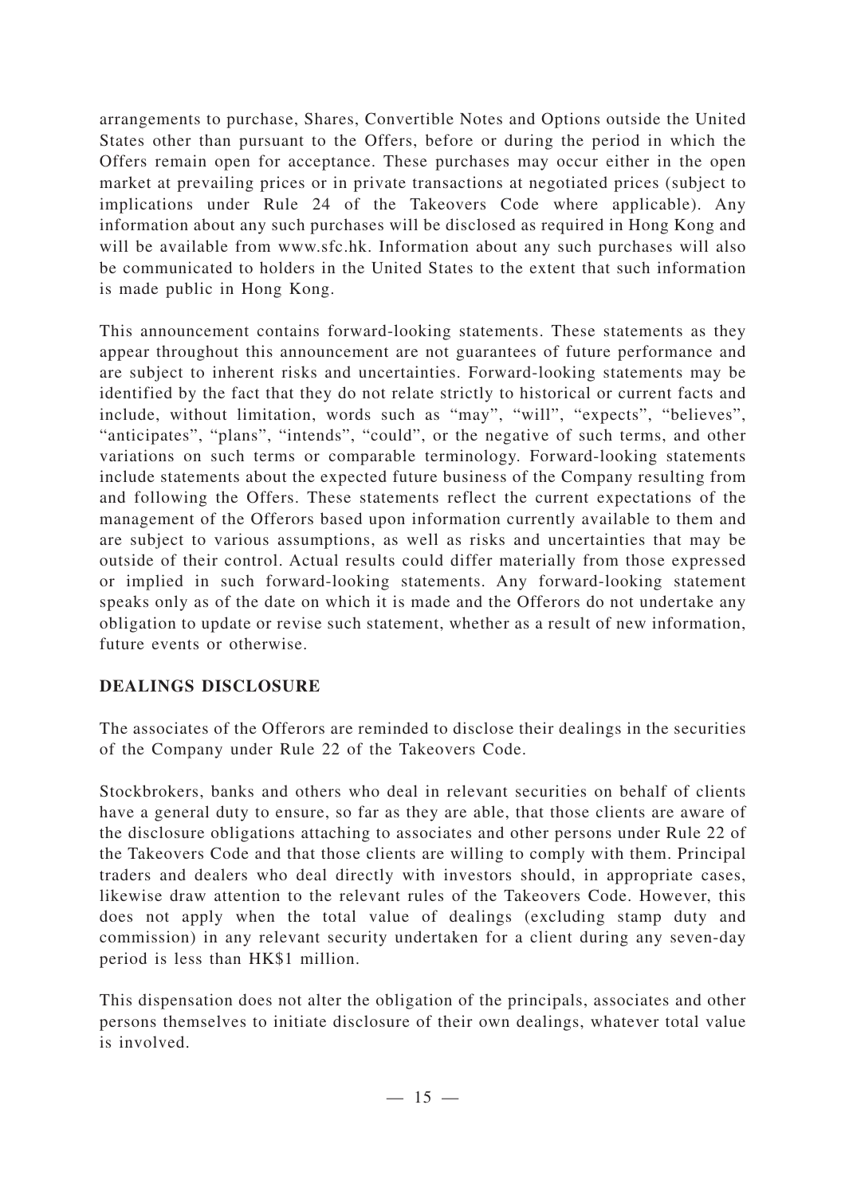arrangements to purchase, Shares, Convertible Notes and Options outside the United States other than pursuant to the Offers, before or during the period in which the Offers remain open for acceptance. These purchases may occur either in the open market at prevailing prices or in private transactions at negotiated prices (subject to implications under Rule 24 of the Takeovers Code where applicable). Any information about any such purchases will be disclosed as required in Hong Kong and will be available from www.sfc.hk. Information about any such purchases will also be communicated to holders in the United States to the extent that such information is made public in Hong Kong.

This announcement contains forward-looking statements. These statements as they appear throughout this announcement are not guarantees of future performance and are subject to inherent risks and uncertainties. Forward-looking statements may be identified by the fact that they do not relate strictly to historical or current facts and include, without limitation, words such as "may", "will", "expects", "believes", "anticipates", "plans", "intends", "could", or the negative of such terms, and other variations on such terms or comparable terminology. Forward-looking statements include statements about the expected future business of the Company resulting from and following the Offers. These statements reflect the current expectations of the management of the Offerors based upon information currently available to them and are subject to various assumptions, as well as risks and uncertainties that may be outside of their control. Actual results could differ materially from those expressed or implied in such forward-looking statements. Any forward-looking statement speaks only as of the date on which it is made and the Offerors do not undertake any obligation to update or revise such statement, whether as a result of new information, future events or otherwise.

## DEALINGS DISCLOSURE

The associates of the Offerors are reminded to disclose their dealings in the securities of the Company under Rule 22 of the Takeovers Code.

Stockbrokers, banks and others who deal in relevant securities on behalf of clients have a general duty to ensure, so far as they are able, that those clients are aware of the disclosure obligations attaching to associates and other persons under Rule 22 of the Takeovers Code and that those clients are willing to comply with them. Principal traders and dealers who deal directly with investors should, in appropriate cases, likewise draw attention to the relevant rules of the Takeovers Code. However, this does not apply when the total value of dealings (excluding stamp duty and commission) in any relevant security undertaken for a client during any seven-day period is less than HK$1 million.

This dispensation does not alter the obligation of the principals, associates and other persons themselves to initiate disclosure of their own dealings, whatever total value is involved.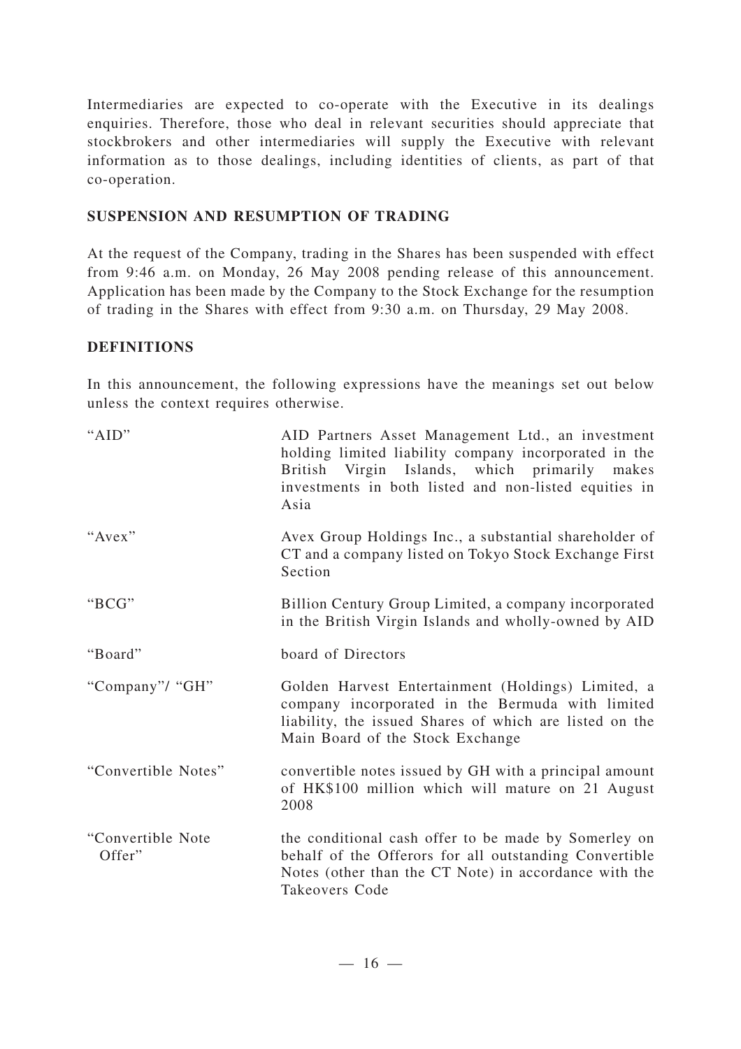Intermediaries are expected to co-operate with the Executive in its dealings enquiries. Therefore, those who deal in relevant securities should appreciate that stockbrokers and other intermediaries will supply the Executive with relevant information as to those dealings, including identities of clients, as part of that co-operation.

## SUSPENSION AND RESUMPTION OF TRADING

At the request of the Company, trading in the Shares has been suspended with effect from 9:46 a.m. on Monday, 26 May 2008 pending release of this announcement. Application has been made by the Company to the Stock Exchange for the resumption of trading in the Shares with effect from 9:30 a.m. on Thursday, 29 May 2008.

## DEFINITIONS

In this announcement, the following expressions have the meanings set out below unless the context requires otherwise.

| | |
|---|---|
| "AID" | AID Partners Asset Management Ltd., an investment holding limited liability company incorporated in the British Virgin Islands, which primarily makes investments in both listed and non-listed equities in Asia |
| "Avex" | Avex Group Holdings Inc., a substantial shareholder of CT and a company listed on Tokyo Stock Exchange First Section |
| "BCG" | Billion Century Group Limited, a company incorporated in the British Virgin Islands and wholly-owned by AID |
| "Board" | board of Directors |
| "Company"/ "GH" | Golden Harvest Entertainment (Holdings) Limited, a company incorporated in the Bermuda with limited liability, the issued Shares of which are listed on the Main Board of the Stock Exchange |
| "Convertible Notes" | convertible notes issued by GH with a principal amount of HK$100 million which will mature on 21 August 2008 |
| "Convertible Note Offer" | the conditional cash offer to be made by Somerley on behalf of the Offerors for all outstanding Convertible Notes (other than the CT Note) in accordance with the Takeovers Code |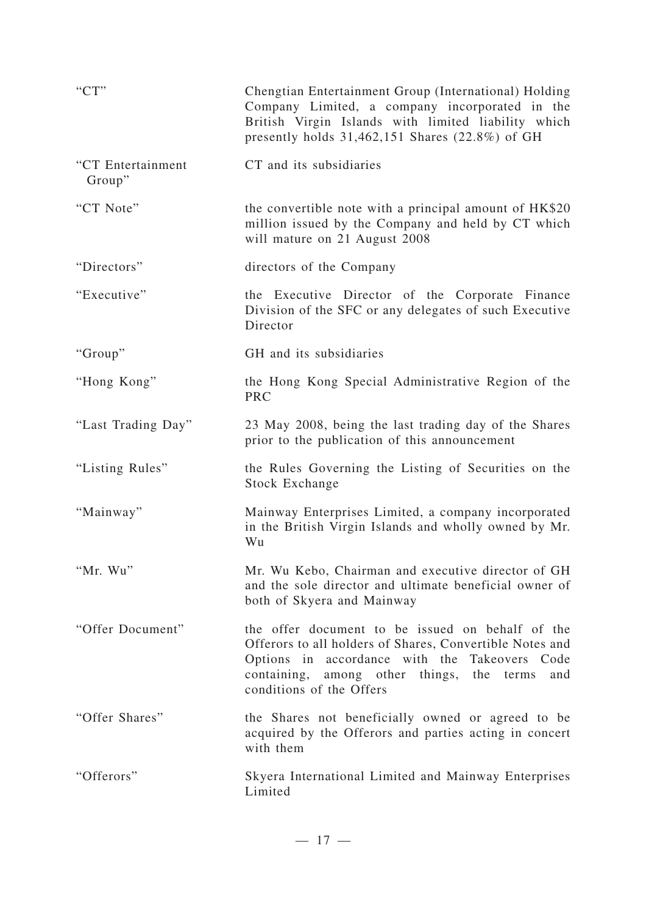| | |
|---|---|
| "CT" | Chengtian Entertainment Group (International) Holding Company Limited, a company incorporated in the British Virgin Islands with limited liability which presently holds 31,462,151 Shares (22.8%) of GH |
| "CT Entertainment Group" | CT and its subsidiaries |
| "CT Note" | the convertible note with a principal amount of HK$20 million issued by the Company and held by CT which will mature on 21 August 2008 |
| "Directors" | directors of the Company |
| "Executive" | the Executive Director of the Corporate Finance Division of the SFC or any delegates of such Executive Director |
| "Group" | GH and its subsidiaries |
| "Hong Kong" | the Hong Kong Special Administrative Region of the PRC |
| "Last Trading Day" | 23 May 2008, being the last trading day of the Shares prior to the publication of this announcement |
| "Listing Rules" | the Rules Governing the Listing of Securities on the Stock Exchange |
| "Mainway" | Mainway Enterprises Limited, a company incorporated in the British Virgin Islands and wholly owned by Mr. Wu |
| "Mr. Wu" | Mr. Wu Kebo, Chairman and executive director of GH and the sole director and ultimate beneficial owner of both of Skyera and Mainway |
| "Offer Document" | the offer document to be issued on behalf of the Offerors to all holders of Shares, Convertible Notes and Options in accordance with the Takeovers Code containing, among other things, the terms and conditions of the Offers |
| "Offer Shares" | the Shares not beneficially owned or agreed to be acquired by the Offerors and parties acting in concert with them |
| "Offerors" | Skyera International Limited and Mainway Enterprises Limited |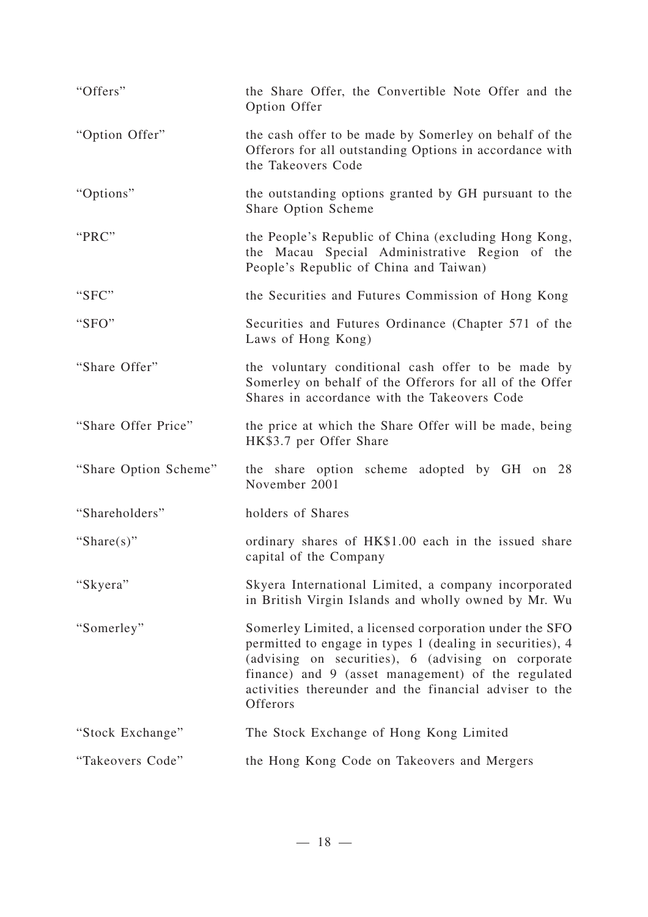| | |
|---|---|
| "Offers" | the Share Offer, the Convertible Note Offer and the Option Offer |
| "Option Offer" | the cash offer to be made by Somerley on behalf of the Offerors for all outstanding Options in accordance with the Takeovers Code |
| "Options" | the outstanding options granted by GH pursuant to the Share Option Scheme |
| "PRC" | the People's Republic of China (excluding Hong Kong, the Macau Special Administrative Region of the People's Republic of China and Taiwan) |
| "SFC" | the Securities and Futures Commission of Hong Kong |
| "SFO" | Securities and Futures Ordinance (Chapter 571 of the Laws of Hong Kong) |
| "Share Offer" | the voluntary conditional cash offer to be made by Somerley on behalf of the Offerors for all of the Offer Shares in accordance with the Takeovers Code |
| "Share Offer Price" | the price at which the Share Offer will be made, being HK$3.7 per Offer Share |
| "Share Option Scheme" | the share option scheme adopted by GH on 28 November 2001 |
| "Shareholders" | holders of Shares |
| "Share(s)" | ordinary shares of HK$1.00 each in the issued share capital of the Company |
| "Skyera" | Skyera International Limited, a company incorporated in British Virgin Islands and wholly owned by Mr. Wu |
| "Somerley" | Somerley Limited, a licensed corporation under the SFO permitted to engage in types 1 (dealing in securities), 4 (advising on securities), 6 (advising on corporate finance) and 9 (asset management) of the regulated activities thereunder and the financial adviser to the Offerors |
| "Stock Exchange" | The Stock Exchange of Hong Kong Limited |
| "Takeovers Code" | the Hong Kong Code on Takeovers and Mergers |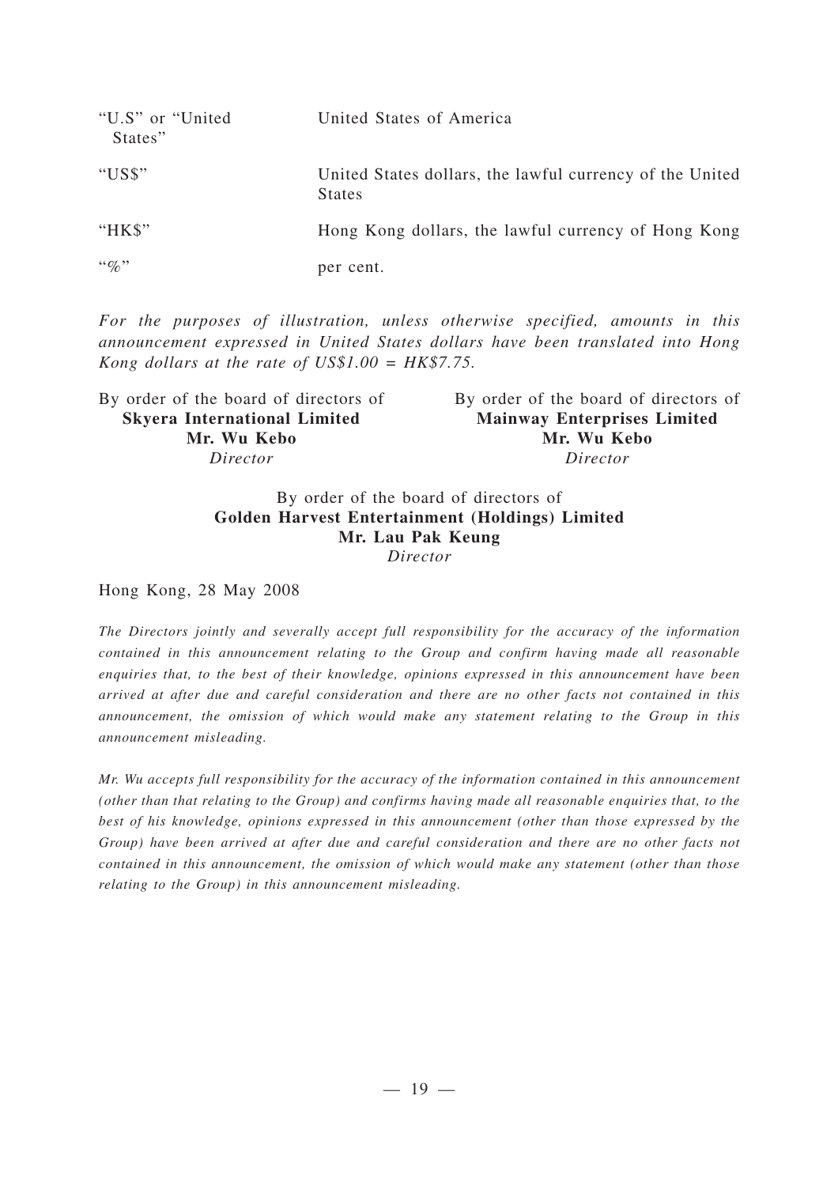| | |
|---|---|
| "U.S" or "United States" | United States of America |
| "US$" | United States dollars, the lawful currency of the United States |
| "HK$" | Hong Kong dollars, the lawful currency of Hong Kong |
| "%" | per cent. |

*For the purposes of illustration, unless otherwise specified, amounts in this announcement expressed in United States dollars have been translated into Hong Kong dollars at the rate of US$1.00 = HK$7.75.*

By order of the board of directors of
**Skyera International Limited**
**Mr. Wu Kebo**
*Director*

By order of the board of directors of
**Mainway Enterprises Limited**
**Mr. Wu Kebo**
*Director*

By order of the board of directors of
**Golden Harvest Entertainment (Holdings) Limited**
**Mr. Lau Pak Keung**
*Director*

Hong Kong, 28 May 2008

*The Directors jointly and severally accept full responsibility for the accuracy of the information contained in this announcement relating to the Group and confirm having made all reasonable enquiries that, to the best of their knowledge, opinions expressed in this announcement have been arrived at after due and careful consideration and there are no other facts not contained in this announcement, the omission of which would make any statement relating to the Group in this announcement misleading.*

*Mr. Wu accepts full responsibility for the accuracy of the information contained in this announcement (other than that relating to the Group) and confirms having made all reasonable enquiries that, to the best of his knowledge, opinions expressed in this announcement (other than those expressed by the Group) have been arrived at after due and careful consideration and there are no other facts not contained in this announcement, the omission of which would make any statement (other than those relating to the Group) in this announcement misleading.*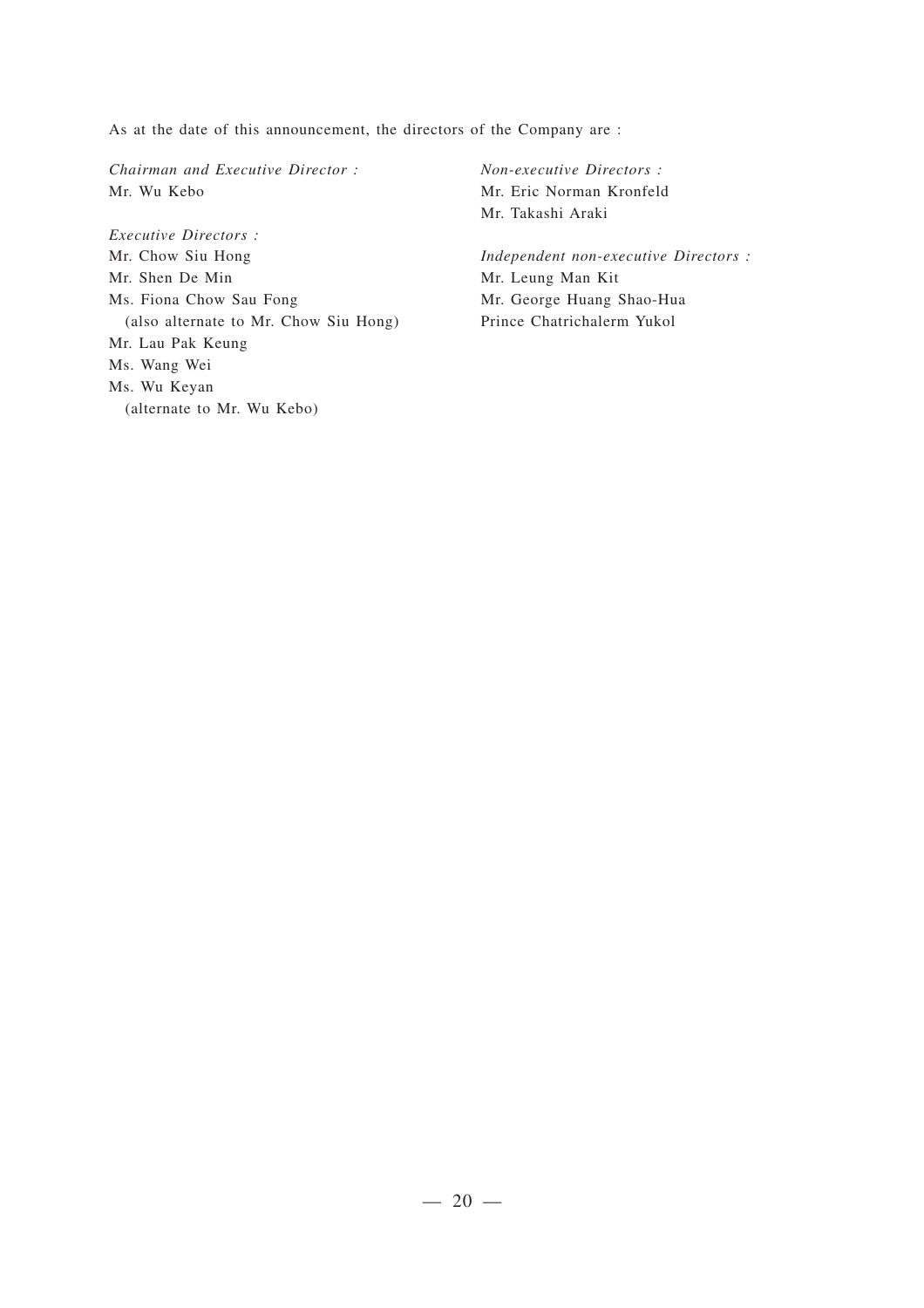As at the date of this announcement, the directors of the Company are :

*Chairman and Executive Director :*
Mr. Wu Kebo

*Executive Directors :*
Mr. Chow Siu Hong
Mr. Shen De Min
Ms. Fiona Chow Sau Fong
(also alternate to Mr. Chow Siu Hong)
Mr. Lau Pak Keung
Ms. Wang Wei
Ms. Wu Keyan
(alternate to Mr. Wu Kebo)

*Non-executive Directors :*
Mr. Eric Norman Kronfeld
Mr. Takashi Araki

*Independent non-executive Directors :*
Mr. Leung Man Kit
Mr. George Huang Shao-Hua
Prince Chatrichalerm Yukol